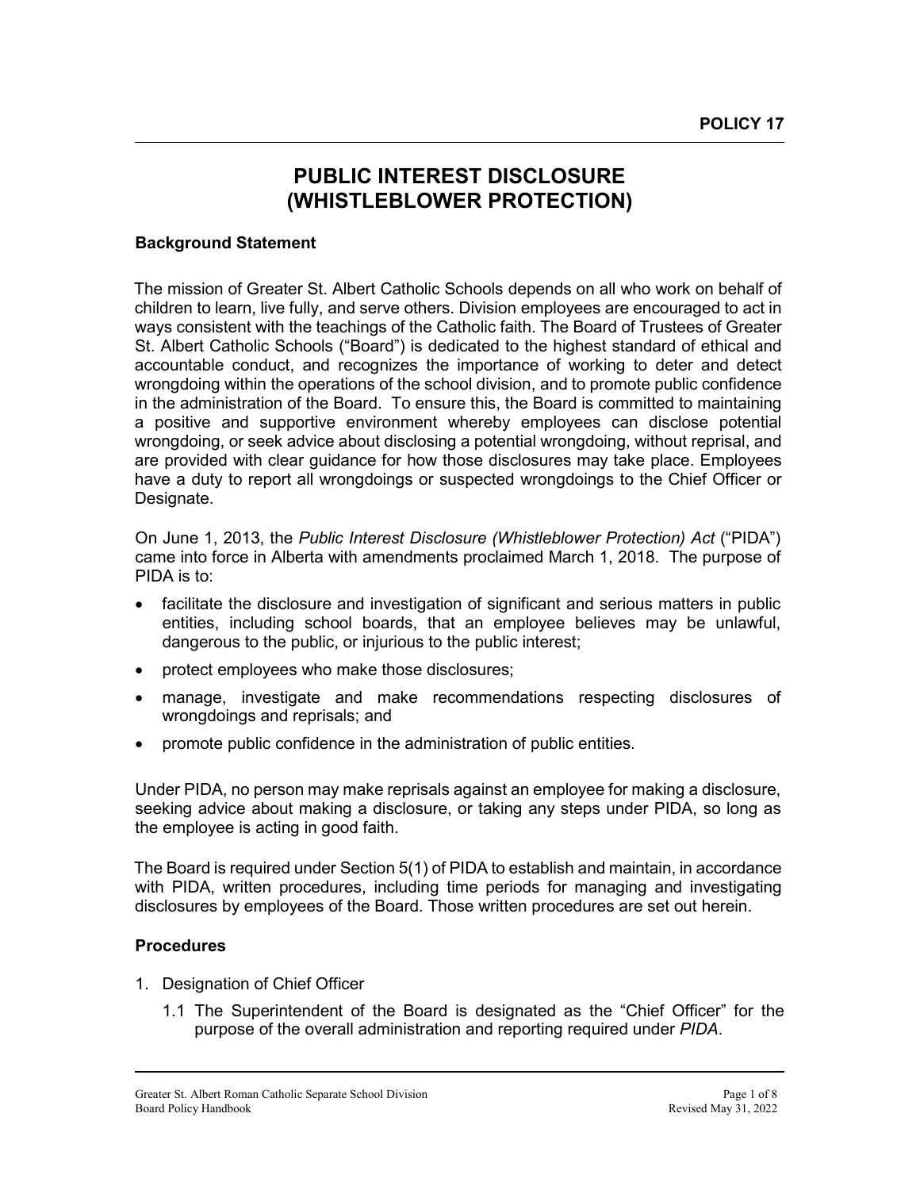**POLICY 17**

# PUBLIC INTEREST DISCLOSURE (WHISTLEBLOWER PROTECTION)

### Background Statement

The mission of Greater St. Albert Catholic Schools depends on all who work on behalf of children to learn, live fully, and serve others. Division employees are encouraged to act in ways consistent with the teachings of the Catholic faith. The Board of Trustees of Greater St. Albert Catholic Schools ("Board") is dedicated to the highest standard of ethical and accountable conduct, and recognizes the importance of working to deter and detect wrongdoing within the operations of the school division, and to promote public confidence in the administration of the Board. To ensure this, the Board is committed to maintaining a positive and supportive environment whereby employees can disclose potential wrongdoing, or seek advice about disclosing a potential wrongdoing, without reprisal, and are provided with clear guidance for how those disclosures may take place. Employees have a duty to report all wrongdoings or suspected wrongdoings to the Chief Officer or Designate.

On June 1, 2013, the *Public Interest Disclosure (Whistleblower Protection) Act* ("PIDA") came into force in Alberta with amendments proclaimed March 1, 2018. The purpose of PIDA is to:

- facilitate the disclosure and investigation of significant and serious matters in public entities, including school boards, that an employee believes may be unlawful, dangerous to the public, or injurious to the public interest;
- protect employees who make those disclosures;
- manage, investigate and make recommendations respecting disclosures of wrongdoings and reprisals; and
- promote public confidence in the administration of public entities.

Under PIDA, no person may make reprisals against an employee for making a disclosure, seeking advice about making a disclosure, or taking any steps under PIDA, so long as the employee is acting in good faith.

The Board is required under Section 5(1) of PIDA to establish and maintain, in accordance with PIDA, written procedures, including time periods for managing and investigating disclosures by employees of the Board. Those written procedures are set out herein.

### Procedures

1. Designation of Chief Officer
   1.1 The Superintendent of the Board is designated as the "Chief Officer" for the purpose of the overall administration and reporting required under *PIDA*.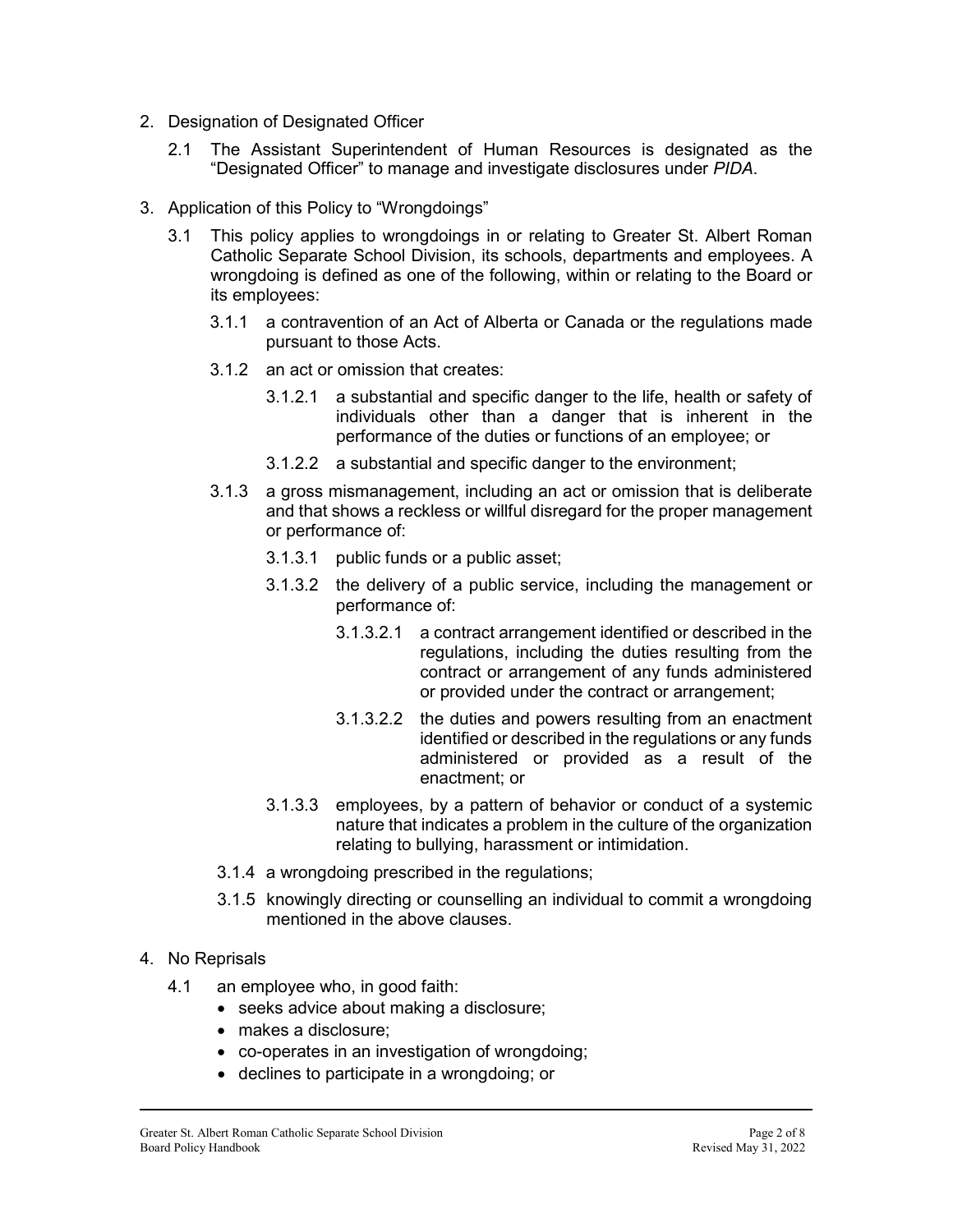2. Designation of Designated Officer

   2.1 The Assistant Superintendent of Human Resources is designated as the "Designated Officer" to manage and investigate disclosures under *PIDA*.

3. Application of this Policy to "Wrongdoings"

   3.1 This policy applies to wrongdoings in or relating to Greater St. Albert Roman Catholic Separate School Division, its schools, departments and employees. A wrongdoing is defined as one of the following, within or relating to the Board or its employees:

      3.1.1 a contravention of an Act of Alberta or Canada or the regulations made pursuant to those Acts.

      3.1.2 an act or omission that creates:

         3.1.2.1 a substantial and specific danger to the life, health or safety of individuals other than a danger that is inherent in the performance of the duties or functions of an employee; or

         3.1.2.2 a substantial and specific danger to the environment;

      3.1.3 a gross mismanagement, including an act or omission that is deliberate and that shows a reckless or willful disregard for the proper management or performance of:

         3.1.3.1 public funds or a public asset;

         3.1.3.2 the delivery of a public service, including the management or performance of:

            3.1.3.2.1 a contract arrangement identified or described in the regulations, including the duties resulting from the contract or arrangement of any funds administered or provided under the contract or arrangement;

            3.1.3.2.2 the duties and powers resulting from an enactment identified or described in the regulations or any funds administered or provided as a result of the enactment; or

         3.1.3.3 employees, by a pattern of behavior or conduct of a systemic nature that indicates a problem in the culture of the organization relating to bullying, harassment or intimidation.

      3.1.4 a wrongdoing prescribed in the regulations;

      3.1.5 knowingly directing or counselling an individual to commit a wrongdoing mentioned in the above clauses.

4. No Reprisals

   4.1 an employee who, in good faith:

   - seeks advice about making a disclosure;
   - makes a disclosure;
   - co-operates in an investigation of wrongdoing;
   - declines to participate in a wrongdoing; or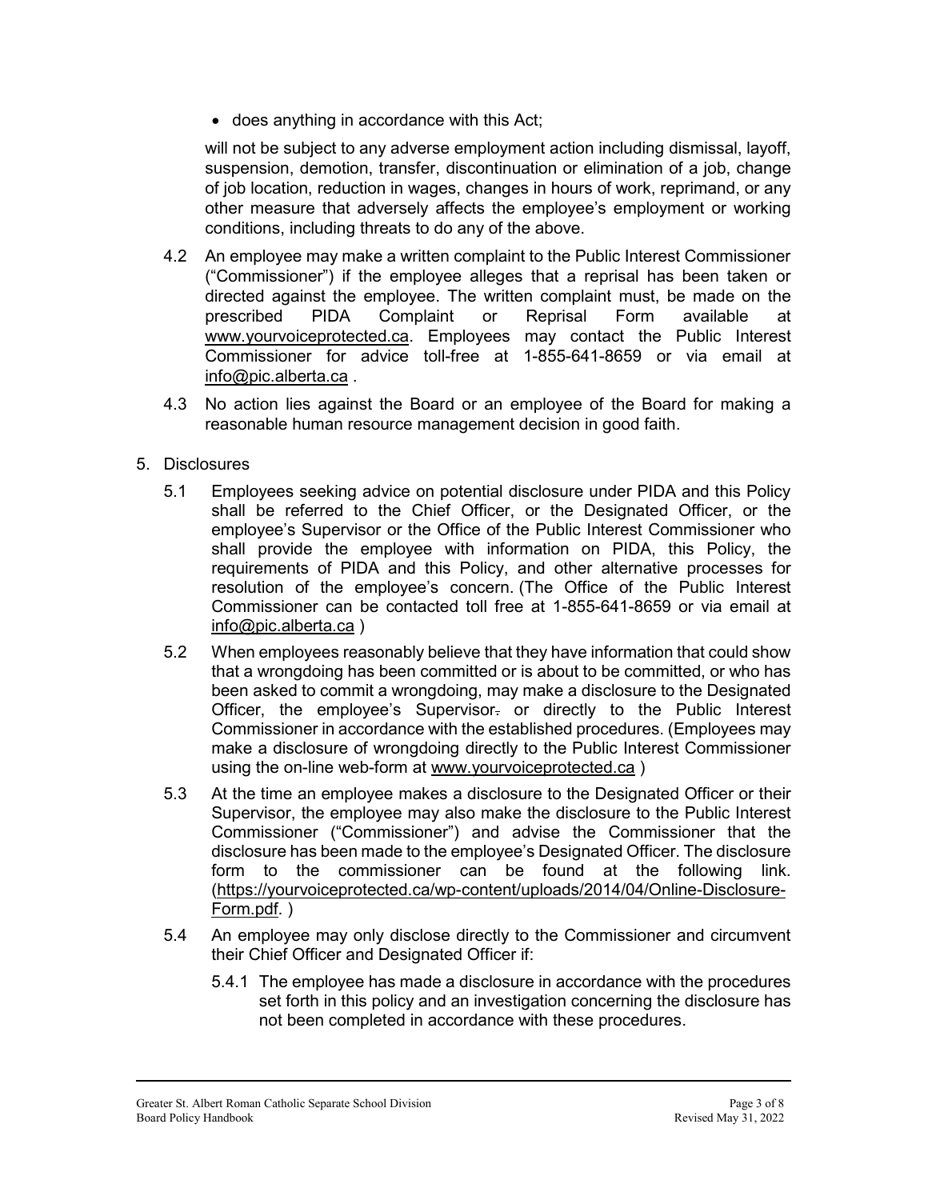- does anything in accordance with this Act;

will not be subject to any adverse employment action including dismissal, layoff, suspension, demotion, transfer, discontinuation or elimination of a job, change of job location, reduction in wages, changes in hours of work, reprimand, or any other measure that adversely affects the employee's employment or working conditions, including threats to do any of the above.

4.2 An employee may make a written complaint to the Public Interest Commissioner ("Commissioner") if the employee alleges that a reprisal has been taken or directed against the employee. The written complaint must, be made on the prescribed PIDA Complaint or Reprisal Form available at www.yourvoiceprotected.ca. Employees may contact the Public Interest Commissioner for advice toll-free at 1-855-641-8659 or via email at info@pic.alberta.ca .

4.3 No action lies against the Board or an employee of the Board for making a reasonable human resource management decision in good faith.

5. Disclosures

5.1 Employees seeking advice on potential disclosure under PIDA and this Policy shall be referred to the Chief Officer, or the Designated Officer, or the employee's Supervisor or the Office of the Public Interest Commissioner who shall provide the employee with information on PIDA, this Policy, the requirements of PIDA and this Policy, and other alternative processes for resolution of the employee's concern. (The Office of the Public Interest Commissioner can be contacted toll free at 1-855-641-8659 or via email at info@pic.alberta.ca )

5.2 When employees reasonably believe that they have information that could show that a wrongdoing has been committed or is about to be committed, or who has been asked to commit a wrongdoing, may make a disclosure to the Designated Officer, the employee's Supervisor. or directly to the Public Interest Commissioner in accordance with the established procedures. (Employees may make a disclosure of wrongdoing directly to the Public Interest Commissioner using the on-line web-form at www.yourvoiceprotected.ca )

5.3 At the time an employee makes a disclosure to the Designated Officer or their Supervisor, the employee may also make the disclosure to the Public Interest Commissioner ("Commissioner") and advise the Commissioner that the disclosure has been made to the employee's Designated Officer. The disclosure form to the commissioner can be found at the following link. (https://yourvoiceprotected.ca/wp-content/uploads/2014/04/Online-Disclosure-Form.pdf. )

5.4 An employee may only disclose directly to the Commissioner and circumvent their Chief Officer and Designated Officer if:

5.4.1 The employee has made a disclosure in accordance with the procedures set forth in this policy and an investigation concerning the disclosure has not been completed in accordance with these procedures.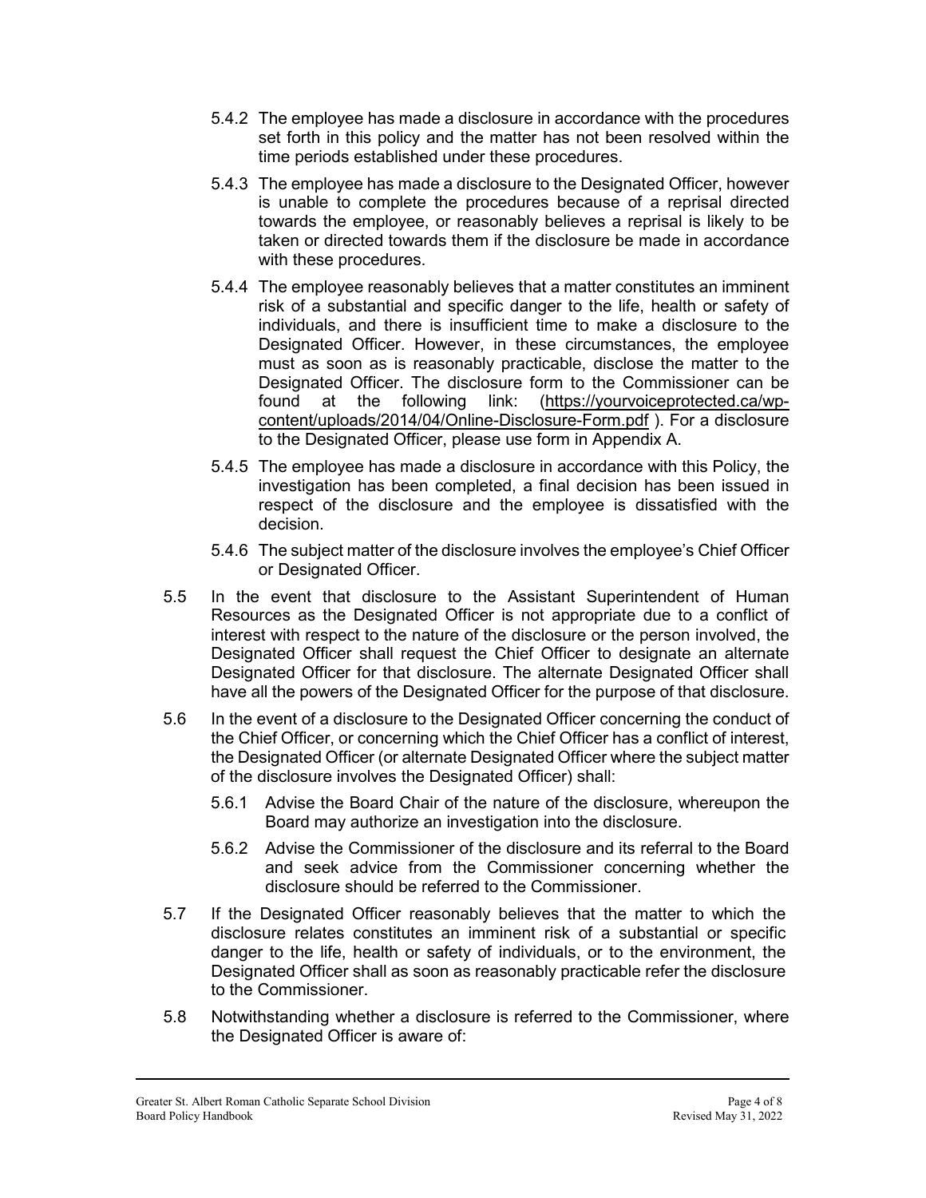5.4.2 The employee has made a disclosure in accordance with the procedures set forth in this policy and the matter has not been resolved within the time periods established under these procedures.

5.4.3 The employee has made a disclosure to the Designated Officer, however is unable to complete the procedures because of a reprisal directed towards the employee, or reasonably believes a reprisal is likely to be taken or directed towards them if the disclosure be made in accordance with these procedures.

5.4.4 The employee reasonably believes that a matter constitutes an imminent risk of a substantial and specific danger to the life, health or safety of individuals, and there is insufficient time to make a disclosure to the Designated Officer. However, in these circumstances, the employee must as soon as is reasonably practicable, disclose the matter to the Designated Officer. The disclosure form to the Commissioner can be found at the following link: (https://yourvoiceprotected.ca/wp-content/uploads/2014/04/Online-Disclosure-Form.pdf ). For a disclosure to the Designated Officer, please use form in Appendix A.

5.4.5 The employee has made a disclosure in accordance with this Policy, the investigation has been completed, a final decision has been issued in respect of the disclosure and the employee is dissatisfied with the decision.

5.4.6 The subject matter of the disclosure involves the employee's Chief Officer or Designated Officer.

5.5 In the event that disclosure to the Assistant Superintendent of Human Resources as the Designated Officer is not appropriate due to a conflict of interest with respect to the nature of the disclosure or the person involved, the Designated Officer shall request the Chief Officer to designate an alternate Designated Officer for that disclosure. The alternate Designated Officer shall have all the powers of the Designated Officer for the purpose of that disclosure.

5.6 In the event of a disclosure to the Designated Officer concerning the conduct of the Chief Officer, or concerning which the Chief Officer has a conflict of interest, the Designated Officer (or alternate Designated Officer where the subject matter of the disclosure involves the Designated Officer) shall:

5.6.1 Advise the Board Chair of the nature of the disclosure, whereupon the Board may authorize an investigation into the disclosure.

5.6.2 Advise the Commissioner of the disclosure and its referral to the Board and seek advice from the Commissioner concerning whether the disclosure should be referred to the Commissioner.

5.7 If the Designated Officer reasonably believes that the matter to which the disclosure relates constitutes an imminent risk of a substantial or specific danger to the life, health or safety of individuals, or to the environment, the Designated Officer shall as soon as reasonably practicable refer the disclosure to the Commissioner.

5.8 Notwithstanding whether a disclosure is referred to the Commissioner, where the Designated Officer is aware of: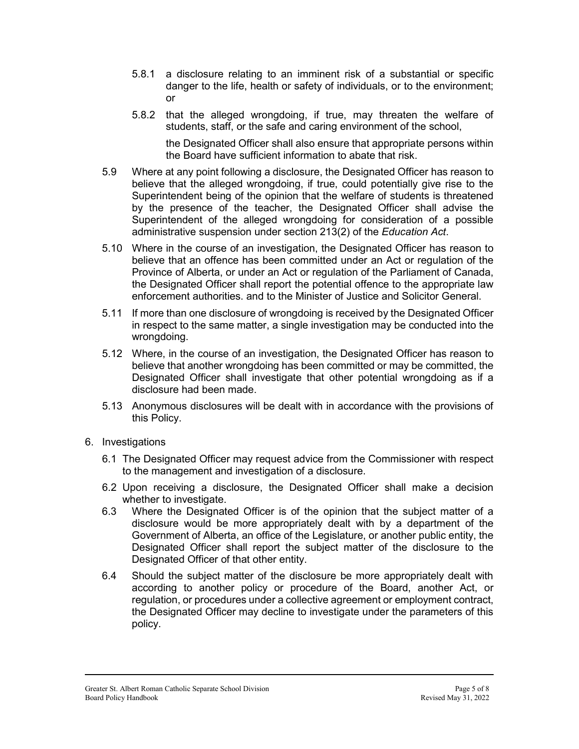5.8.1 a disclosure relating to an imminent risk of a substantial or specific danger to the life, health or safety of individuals, or to the environment; or

5.8.2 that the alleged wrongdoing, if true, may threaten the welfare of students, staff, or the safe and caring environment of the school,

the Designated Officer shall also ensure that appropriate persons within the Board have sufficient information to abate that risk.

5.9 Where at any point following a disclosure, the Designated Officer has reason to believe that the alleged wrongdoing, if true, could potentially give rise to the Superintendent being of the opinion that the welfare of students is threatened by the presence of the teacher, the Designated Officer shall advise the Superintendent of the alleged wrongdoing for consideration of a possible administrative suspension under section 213(2) of the *Education Act*.

5.10 Where in the course of an investigation, the Designated Officer has reason to believe that an offence has been committed under an Act or regulation of the Province of Alberta, or under an Act or regulation of the Parliament of Canada, the Designated Officer shall report the potential offence to the appropriate law enforcement authorities. and to the Minister of Justice and Solicitor General.

5.11 If more than one disclosure of wrongdoing is received by the Designated Officer in respect to the same matter, a single investigation may be conducted into the wrongdoing.

5.12 Where, in the course of an investigation, the Designated Officer has reason to believe that another wrongdoing has been committed or may be committed, the Designated Officer shall investigate that other potential wrongdoing as if a disclosure had been made.

5.13 Anonymous disclosures will be dealt with in accordance with the provisions of this Policy.

6. Investigations

6.1 The Designated Officer may request advice from the Commissioner with respect to the management and investigation of a disclosure.

6.2 Upon receiving a disclosure, the Designated Officer shall make a decision whether to investigate.

6.3 Where the Designated Officer is of the opinion that the subject matter of a disclosure would be more appropriately dealt with by a department of the Government of Alberta, an office of the Legislature, or another public entity, the Designated Officer shall report the subject matter of the disclosure to the Designated Officer of that other entity.

6.4 Should the subject matter of the disclosure be more appropriately dealt with according to another policy or procedure of the Board, another Act, or regulation, or procedures under a collective agreement or employment contract, the Designated Officer may decline to investigate under the parameters of this policy.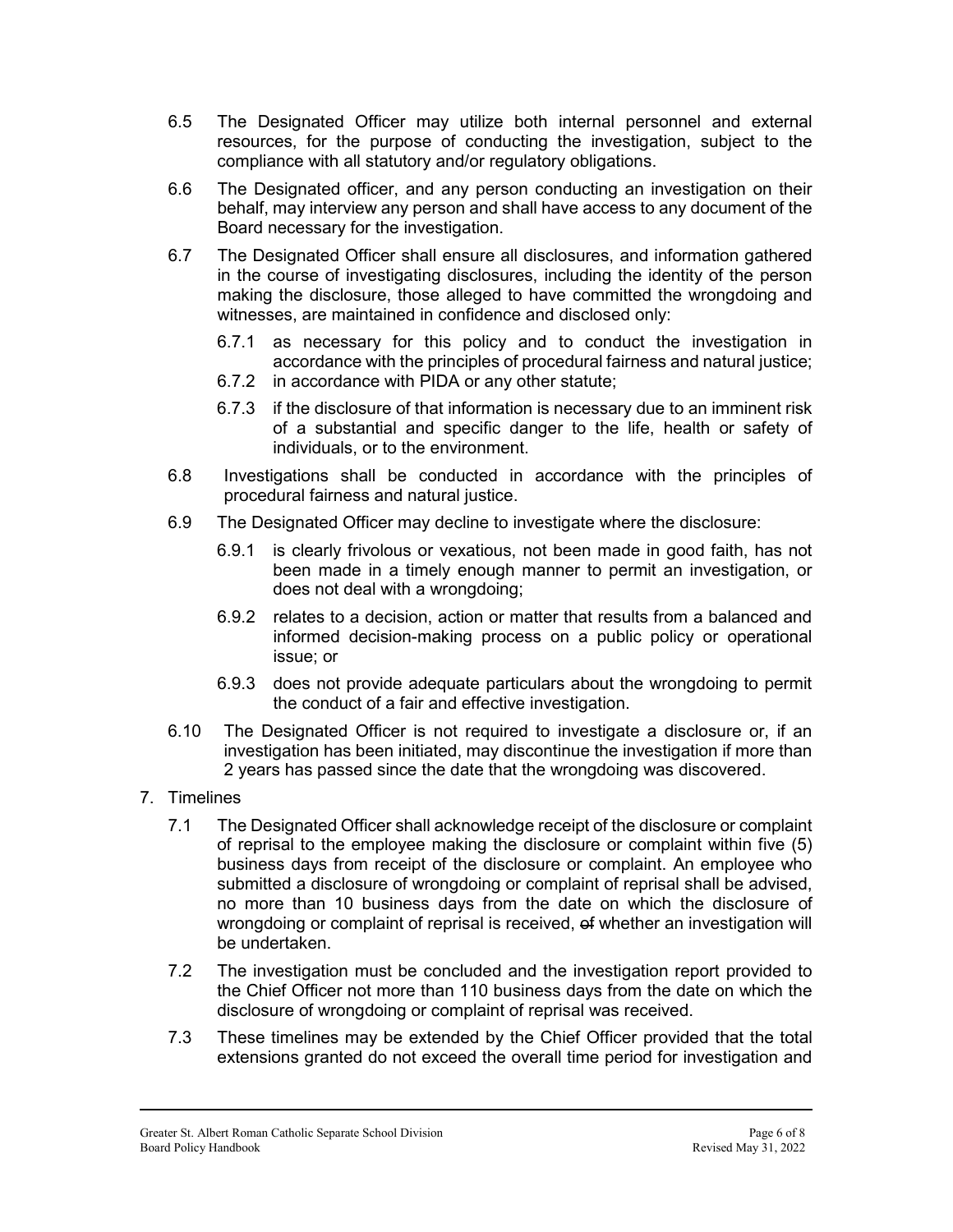6.5 The Designated Officer may utilize both internal personnel and external resources, for the purpose of conducting the investigation, subject to the compliance with all statutory and/or regulatory obligations.

6.6 The Designated officer, and any person conducting an investigation on their behalf, may interview any person and shall have access to any document of the Board necessary for the investigation.

6.7 The Designated Officer shall ensure all disclosures, and information gathered in the course of investigating disclosures, including the identity of the person making the disclosure, those alleged to have committed the wrongdoing and witnesses, are maintained in confidence and disclosed only:

  6.7.1 as necessary for this policy and to conduct the investigation in accordance with the principles of procedural fairness and natural justice;

  6.7.2 in accordance with PIDA or any other statute;

  6.7.3 if the disclosure of that information is necessary due to an imminent risk of a substantial and specific danger to the life, health or safety of individuals, or to the environment.

6.8 Investigations shall be conducted in accordance with the principles of procedural fairness and natural justice.

6.9 The Designated Officer may decline to investigate where the disclosure:

  6.9.1 is clearly frivolous or vexatious, not been made in good faith, has not been made in a timely enough manner to permit an investigation, or does not deal with a wrongdoing;

  6.9.2 relates to a decision, action or matter that results from a balanced and informed decision-making process on a public policy or operational issue; or

  6.9.3 does not provide adequate particulars about the wrongdoing to permit the conduct of a fair and effective investigation.

6.10 The Designated Officer is not required to investigate a disclosure or, if an investigation has been initiated, may discontinue the investigation if more than 2 years has passed since the date that the wrongdoing was discovered.

7. Timelines

  7.1 The Designated Officer shall acknowledge receipt of the disclosure or complaint of reprisal to the employee making the disclosure or complaint within five (5) business days from receipt of the disclosure or complaint. An employee who submitted a disclosure of wrongdoing or complaint of reprisal shall be advised, no more than 10 business days from the date on which the disclosure of wrongdoing or complaint of reprisal is received, ~~of~~ whether an investigation will be undertaken.

  7.2 The investigation must be concluded and the investigation report provided to the Chief Officer not more than 110 business days from the date on which the disclosure of wrongdoing or complaint of reprisal was received.

  7.3 These timelines may be extended by the Chief Officer provided that the total extensions granted do not exceed the overall time period for investigation and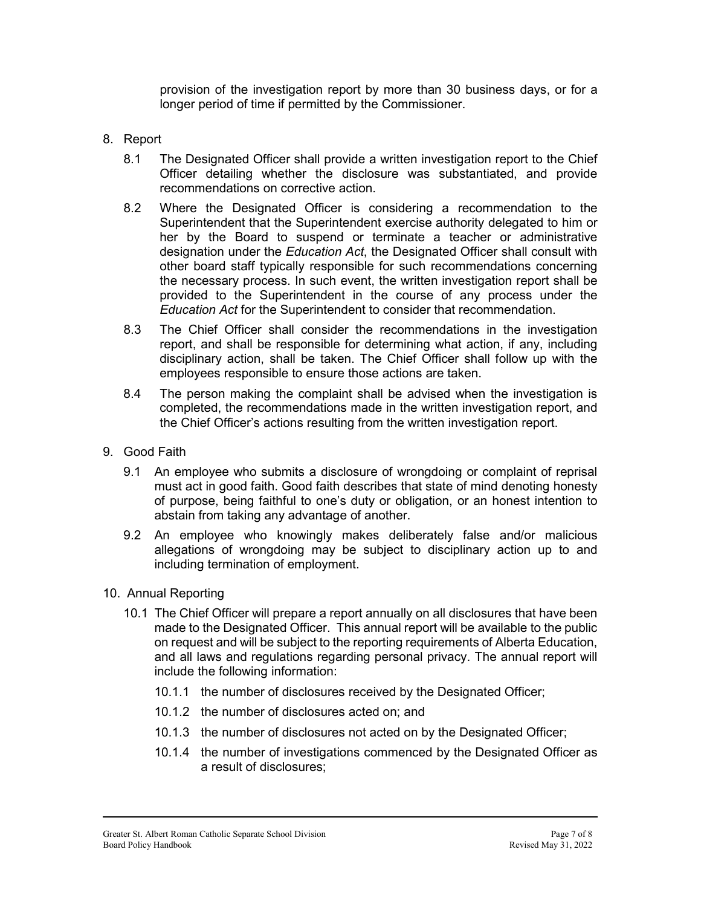provision of the investigation report by more than 30 business days, or for a longer period of time if permitted by the Commissioner.

8. Report

   8.1 The Designated Officer shall provide a written investigation report to the Chief Officer detailing whether the disclosure was substantiated, and provide recommendations on corrective action.

   8.2 Where the Designated Officer is considering a recommendation to the Superintendent that the Superintendent exercise authority delegated to him or her by the Board to suspend or terminate a teacher or administrative designation under the *Education Act*, the Designated Officer shall consult with other board staff typically responsible for such recommendations concerning the necessary process. In such event, the written investigation report shall be provided to the Superintendent in the course of any process under the *Education Act* for the Superintendent to consider that recommendation.

   8.3 The Chief Officer shall consider the recommendations in the investigation report, and shall be responsible for determining what action, if any, including disciplinary action, shall be taken. The Chief Officer shall follow up with the employees responsible to ensure those actions are taken.

   8.4 The person making the complaint shall be advised when the investigation is completed, the recommendations made in the written investigation report, and the Chief Officer's actions resulting from the written investigation report.

9. Good Faith

   9.1 An employee who submits a disclosure of wrongdoing or complaint of reprisal must act in good faith. Good faith describes that state of mind denoting honesty of purpose, being faithful to one's duty or obligation, or an honest intention to abstain from taking any advantage of another.

   9.2 An employee who knowingly makes deliberately false and/or malicious allegations of wrongdoing may be subject to disciplinary action up to and including termination of employment.

10. Annual Reporting

   10.1 The Chief Officer will prepare a report annually on all disclosures that have been made to the Designated Officer. This annual report will be available to the public on request and will be subject to the reporting requirements of Alberta Education, and all laws and regulations regarding personal privacy. The annual report will include the following information:

      10.1.1 the number of disclosures received by the Designated Officer;

      10.1.2 the number of disclosures acted on; and

      10.1.3 the number of disclosures not acted on by the Designated Officer;

      10.1.4 the number of investigations commenced by the Designated Officer as a result of disclosures;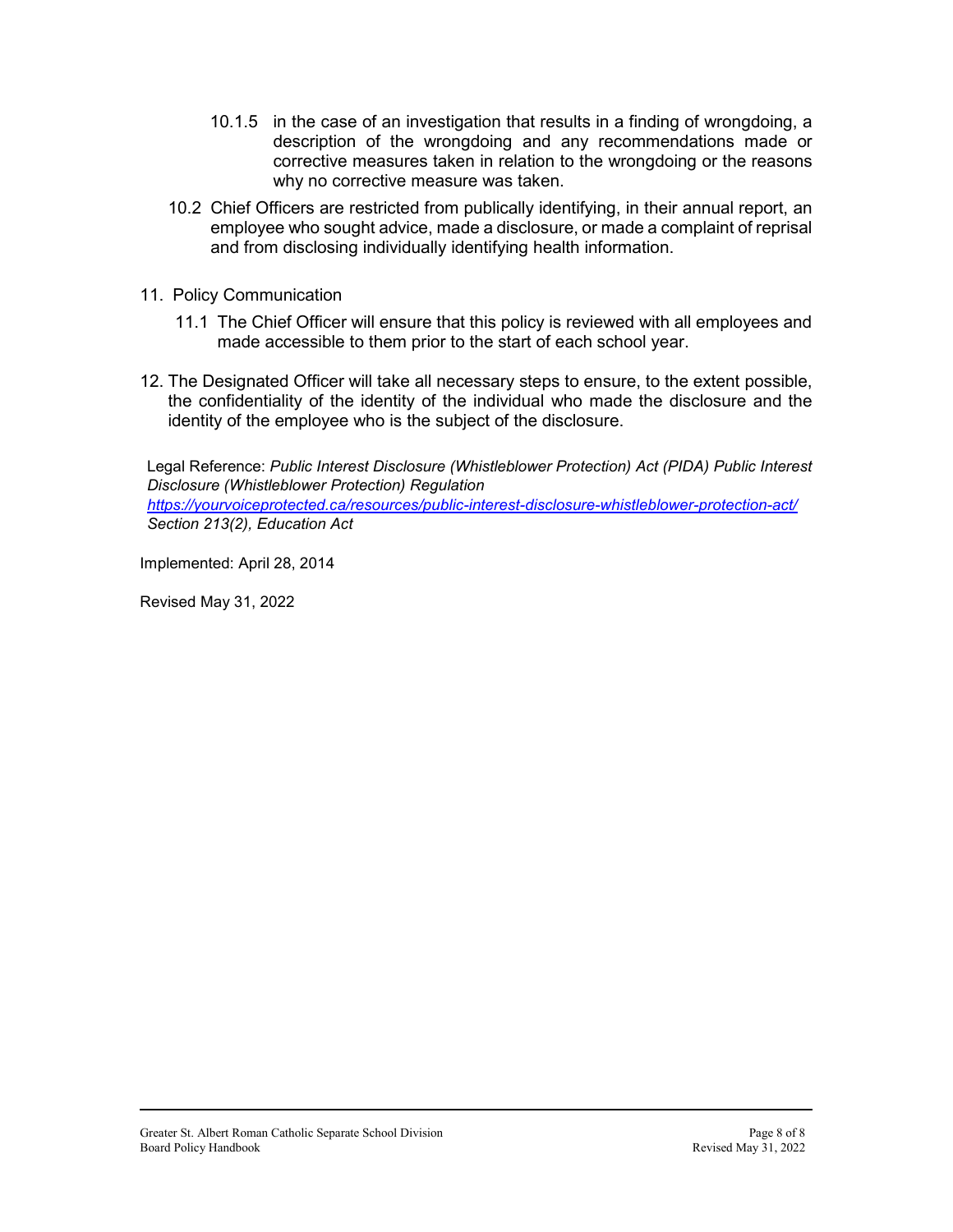10.1.5 in the case of an investigation that results in a finding of wrongdoing, a description of the wrongdoing and any recommendations made or corrective measures taken in relation to the wrongdoing or the reasons why no corrective measure was taken.

10.2 Chief Officers are restricted from publically identifying, in their annual report, an employee who sought advice, made a disclosure, or made a complaint of reprisal and from disclosing individually identifying health information.

11. Policy Communication

    11.1 The Chief Officer will ensure that this policy is reviewed with all employees and made accessible to them prior to the start of each school year.

12. The Designated Officer will take all necessary steps to ensure, to the extent possible, the confidentiality of the identity of the individual who made the disclosure and the identity of the employee who is the subject of the disclosure.

Legal Reference: *Public Interest Disclosure (Whistleblower Protection) Act (PIDA) Public Interest Disclosure (Whistleblower Protection) Regulation*
*https://yourvoiceprotected.ca/resources/public-interest-disclosure-whistleblower-protection-act/*
*Section 213(2), Education Act*

Implemented: April 28, 2014

Revised May 31, 2022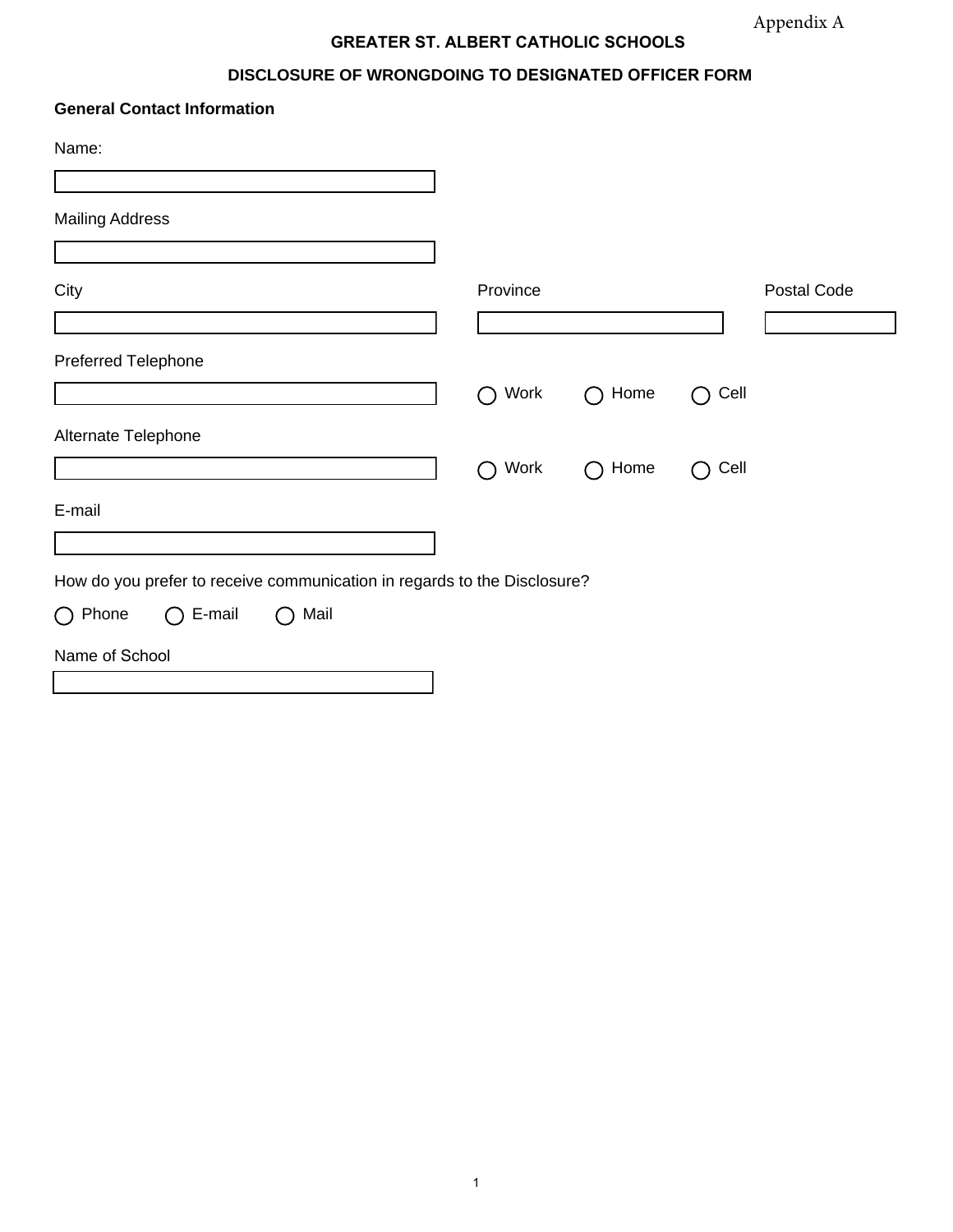Appendix A

## GREATER ST. ALBERT CATHOLIC SCHOOLS

## DISCLOSURE OF WRONGDOING TO DESIGNATED OFFICER FORM

**General Contact Information**

Name:

Mailing Address

City

Province

Postal Code

Preferred Telephone

○ Work ○ Home ○ Cell

Alternate Telephone

○ Work ○ Home ○ Cell

E-mail

How do you prefer to receive communication in regards to the Disclosure?

○ Phone ○ E-mail ○ Mail

Name of School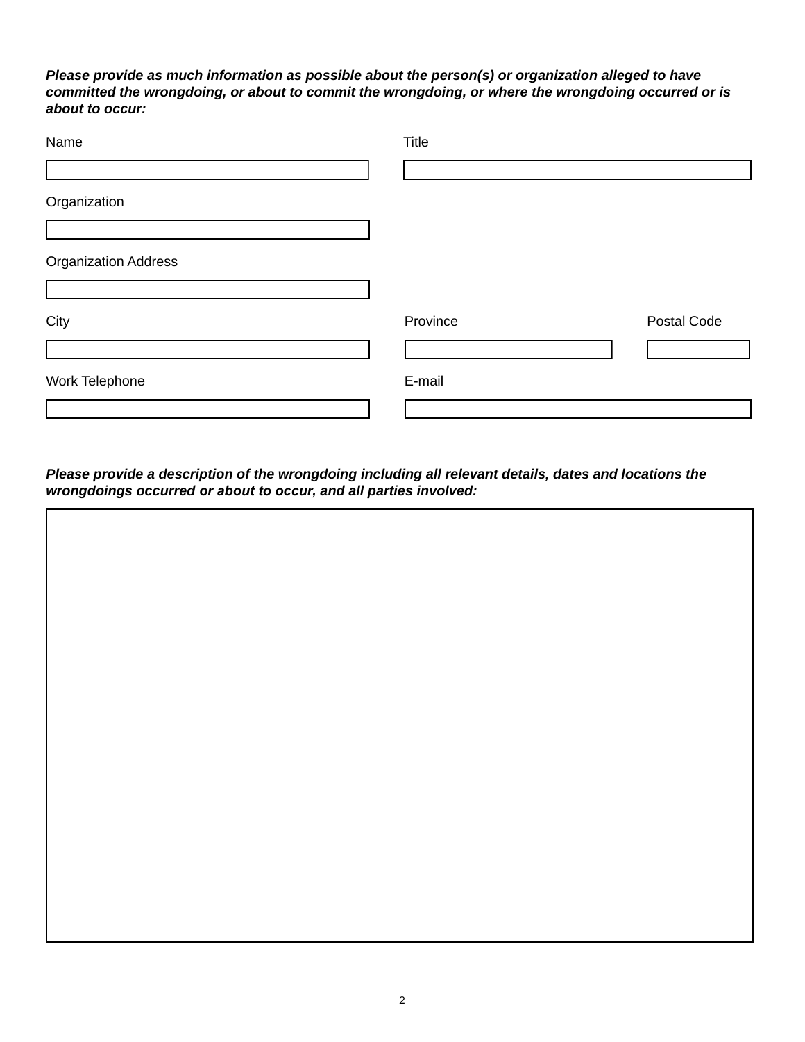***Please provide as much information as possible about the person(s) or organization alleged to have committed the wrongdoing, or about to commit the wrongdoing, or where the wrongdoing occurred or is about to occur:***

Name

Title

Organization

Organization Address

City

Province

Postal Code

Work Telephone

E-mail

***Please provide a description of the wrongdoing including all relevant details, dates and locations the wrongdoings occurred or about to occur, and all parties involved:***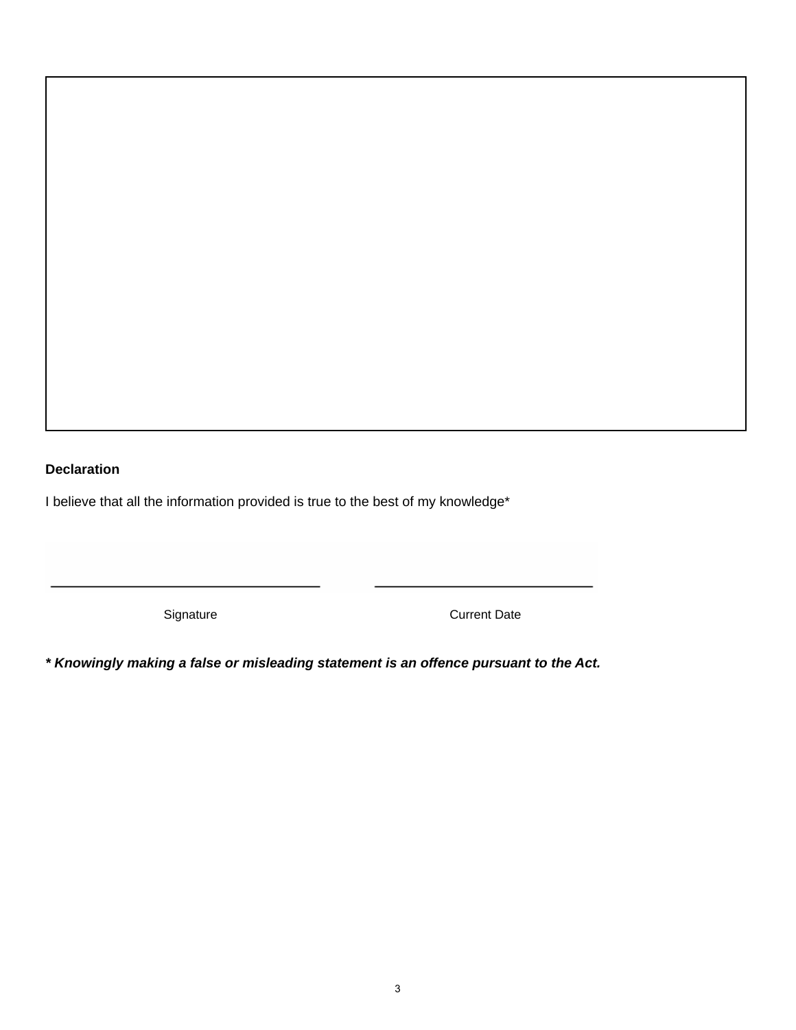**Declaration**

I believe that all the information provided is true to the best of my knowledge*

Signature

Current Date

***\* Knowingly making a false or misleading statement is an offence pursuant to the Act.***